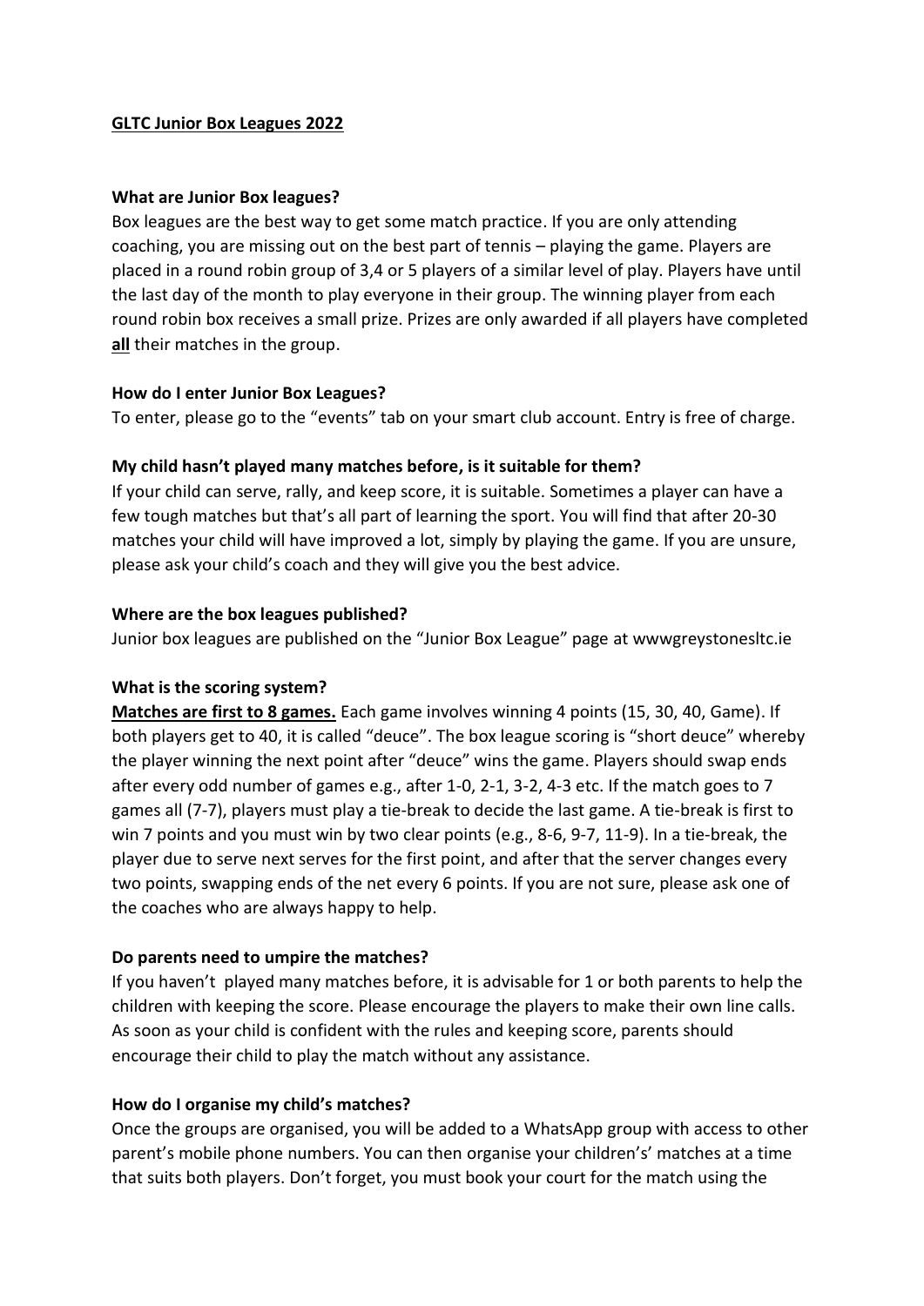**<u>GLTC Junior Box Leagues 2022</u>**

**What are Junior Box leagues?**

Box leagues are the best way to get some match practice. If you are only attending coaching, you are missing out on the best part of tennis – playing the game. Players are placed in a round robin group of 3,4 or 5 players of a similar level of play. Players have until the last day of the month to play everyone in their group. The winning player from each round robin box receives a small prize. Prizes are only awarded if all players have completed **<u>all</u>** their matches in the group.

**How do I enter Junior Box Leagues?**

To enter, please go to the "events" tab on your smart club account. Entry is free of charge.

**My child hasn't played many matches before, is it suitable for them?**

If your child can serve, rally, and keep score, it is suitable. Sometimes a player can have a few tough matches but that's all part of learning the sport. You will find that after 20-30 matches your child will have improved a lot, simply by playing the game. If you are unsure, please ask your child's coach and they will give you the best advice.

**Where are the box leagues published?**

Junior box leagues are published on the "Junior Box League" page at wwwgreystonesltc.ie

**What is the scoring system?**

**<u>Matches are first to 8 games.</u>** Each game involves winning 4 points (15, 30, 40, Game). If both players get to 40, it is called "deuce". The box league scoring is "short deuce" whereby the player winning the next point after "deuce" wins the game. Players should swap ends after every odd number of games e.g., after 1-0, 2-1, 3-2, 4-3 etc. If the match goes to 7 games all (7-7), players must play a tie-break to decide the last game. A tie-break is first to win 7 points and you must win by two clear points (e.g., 8-6, 9-7, 11-9). In a tie-break, the player due to serve next serves for the first point, and after that the server changes every two points, swapping ends of the net every 6 points. If you are not sure, please ask one of the coaches who are always happy to help.

**Do parents need to umpire the matches?**

If you haven't played many matches before, it is advisable for 1 or both parents to help the children with keeping the score. Please encourage the players to make their own line calls. As soon as your child is confident with the rules and keeping score, parents should encourage their child to play the match without any assistance.

**How do I organise my child's matches?**

Once the groups are organised, you will be added to a WhatsApp group with access to other parent's mobile phone numbers. You can then organise your childrens'' matches at a time that suits both players. Don't forget, you must book your court for the match using the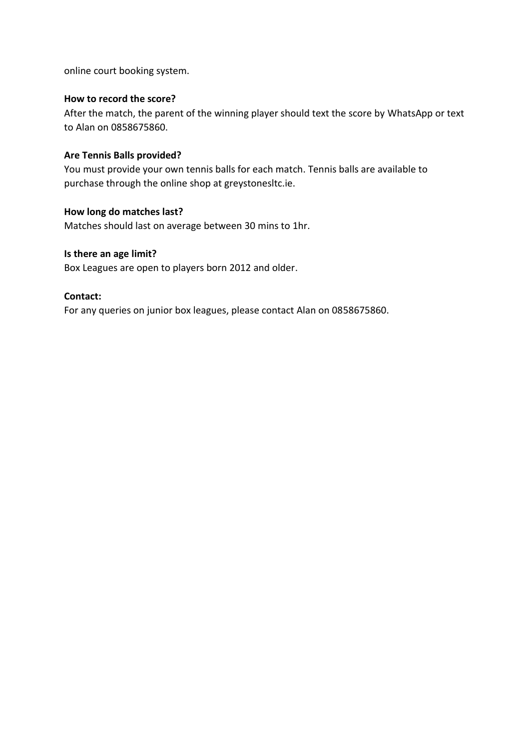online court booking system.

**How to record the score?**

After the match, the parent of the winning player should text the score by WhatsApp or text to Alan on 0858675860.

**Are Tennis Balls provided?**

You must provide your own tennis balls for each match. Tennis balls are available to purchase through the online shop at greystonesltc.ie.

**How long do matches last?**

Matches should last on average between 30 mins to 1hr.

**Is there an age limit?**

Box Leagues are open to players born 2012 and older.

**Contact:**

For any queries on junior box leagues, please contact Alan on 0858675860.